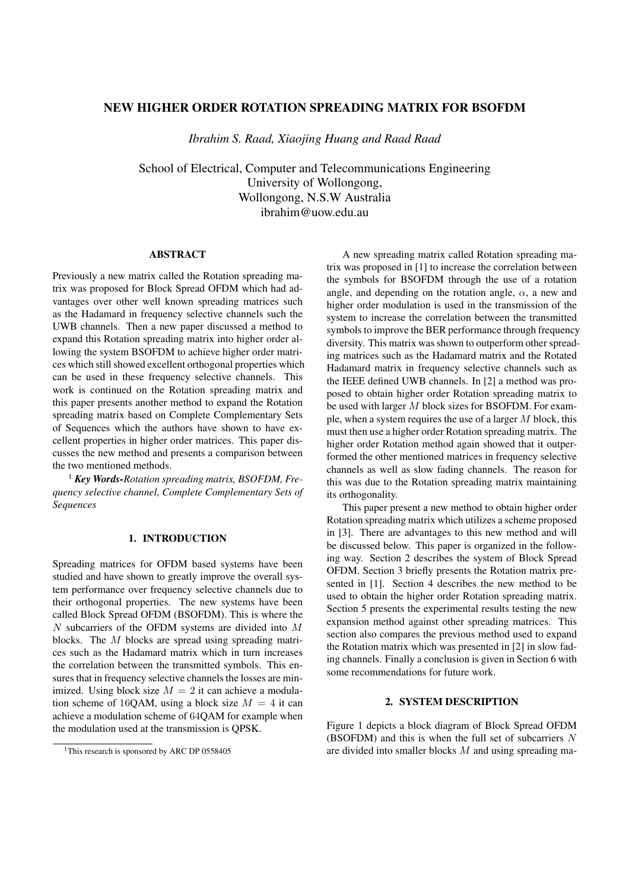# NEW HIGHER ORDER ROTATION SPREADING MATRIX FOR BSOFDM

*Ibrahim S. Raad, Xiaojing Huang and Raad Raad*

School of Electrical, Computer and Telecommunications Engineering
University of Wollongong,
Wollongong, N.S.W Australia
ibrahim@uow.edu.au

## ABSTRACT

Previously a new matrix called the Rotation spreading matrix was proposed for Block Spread OFDM which had advantages over other well known spreading matrices such as the Hadamard in frequency selective channels such the UWB channels. Then a new paper discussed a method to expand this Rotation spreading matrix into higher order allowing the system BSOFDM to achieve higher order matrices which still showed excellent orthogonal properties which can be used in these frequency selective channels. This work is continued on the Rotation spreading matrix and this paper presents another method to expand the Rotation spreading matrix based on Complete Complementary Sets of Sequences which the authors have shown to have excellent properties in higher order matrices. This paper discusses the new method and presents a comparison between the two mentioned methods.

[1] ***Key Words-****Rotation spreading matrix, BSOFDM, Frequency selective channel, Complete Complementary Sets of Sequences*

## 1. INTRODUCTION

Spreading matrices for OFDM based systems have been studied and have shown to greatly improve the overall system performance over frequency selective channels due to their orthogonal properties. The new systems have been called Block Spread OFDM (BSOFDM). This is where the $N$ subcarriers of the OFDM systems are divided into $M$ blocks. The $M$ blocks are spread using spreading matrices such as the Hadamard matrix which in turn increases the correlation between the transmitted symbols. This ensures that in frequency selective channels the losses are minimized. Using block size $M = 2$ it can achieve a modulation scheme of 16QAM, using a block size $M = 4$ it can achieve a modulation scheme of 64QAM for example when the modulation used at the transmission is QPSK.

A new spreading matrix called Rotation spreading matrix was proposed in [1] to increase the correlation between the symbols for BSOFDM through the use of a rotation angle, and depending on the rotation angle, $\alpha$, a new and higher order modulation is used in the transmission of the system to increase the correlation between the transmitted symbols to improve the BER performance through frequency diversity. This matrix was shown to outperform other spreading matrices such as the Hadamard matrix and the Rotated Hadamard matrix in frequency selective channels such as the IEEE defined UWB channels. In [2] a method was proposed to obtain higher order Rotation spreading matrix to be used with larger $M$ block sizes for BSOFDM. For example, when a system requires the use of a larger $M$ block, this must then use a higher order Rotation spreading matrix. The higher order Rotation method again showed that it outperformed the other mentioned matrices in frequency selective channels as well as slow fading channels. The reason for this was due to the Rotation spreading matrix maintaining its orthogonality.

This paper present a new method to obtain higher order Rotation spreading matrix which utilizes a scheme proposed in [3]. There are advantages to this new method and will be discussed below. This paper is organized in the following way. Section 2 describes the system of Block Spread OFDM. Section 3 briefly presents the Rotation matrix presented in [1]. Section 4 describes the new method to be used to obtain the higher order Rotation spreading matrix. Section 5 presents the experimental results testing the new expansion method against other spreading matrices. This section also compares the previous method used to expand the Rotation matrix which was presented in [2] in slow fading channels. Finally a conclusion is given in Section 6 with some recommendations for future work.

## 2. SYSTEM DESCRIPTION

Figure 1 depicts a block diagram of Block Spread OFDM (BSOFDM) and this is when the full set of subcarriers $N$ are divided into smaller blocks $M$ and using spreading ma-

[1]This research is sponsored by ARC DP 0558405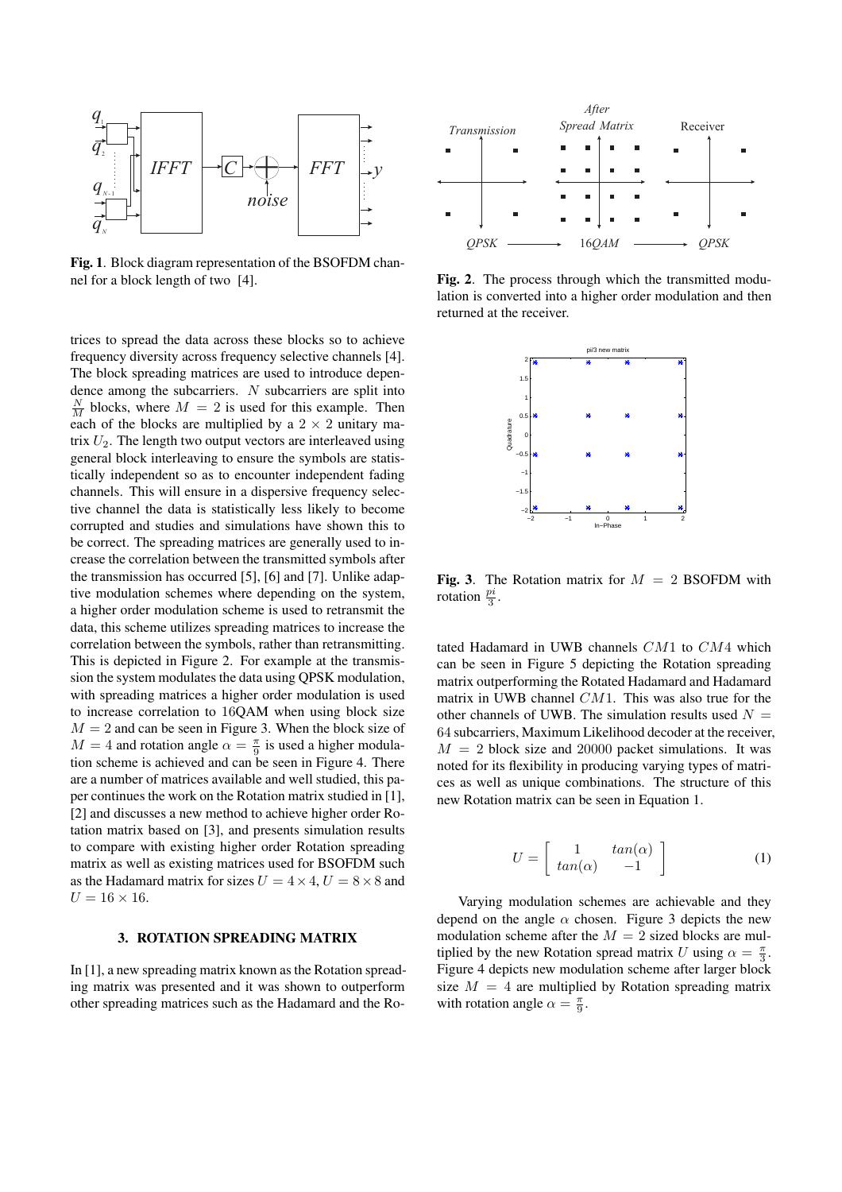Fig. 1. Block diagram representation of the BSOFDM channel for a block length of two [4].

Fig. 2. The process through which the transmitted modulation is converted into a higher order modulation and then returned at the receiver.

Fig. 3. The Rotation matrix for $M = 2$ BSOFDM with rotation $\frac{pi}{3}$.

trices to spread the data across these blocks so to achieve frequency diversity across frequency selective channels [4]. The block spreading matrices are used to introduce dependence among the subcarriers. $N$ subcarriers are split into $\frac{N}{M}$ blocks, where $M = 2$ is used for this example. Then each of the blocks are multiplied by a $2 \times 2$ unitary matrix $U_2$. The length two output vectors are interleaved using general block interleaving to ensure the symbols are statistically independent so as to encounter independent fading channels. This will ensure in a dispersive frequency selective channel the data is statistically less likely to become corrupted and studies and simulations have shown this to be correct. The spreading matrices are generally used to increase the correlation between the transmitted symbols after the transmission has occurred [5], [6] and [7]. Unlike adaptive modulation schemes where depending on the system, a higher order modulation scheme is used to retransmit the data, this scheme utilizes spreading matrices to increase the correlation between the symbols, rather than retransmitting. This is depicted in Figure 2. For example at the transmission the system modulates the data using QPSK modulation, with spreading matrices a higher order modulation is used to increase correlation to 16QAM when using block size $M = 2$ and can be seen in Figure 3. When the block size of $M = 4$ and rotation angle $\alpha = \frac{\pi}{9}$ is used a higher modulation scheme is achieved and can be seen in Figure 4. There are a number of matrices available and well studied, this paper continues the work on the Rotation matrix studied in [1], [2] and discusses a new method to achieve higher order Rotation matrix based on [3], and presents simulation results to compare with existing higher order Rotation spreading matrix as well as existing matrices used for BSOFDM such as the Hadamard matrix for sizes $U = 4 \times 4$, $U = 8 \times 8$ and $U = 16 \times 16$.

## 3. ROTATION SPREADING MATRIX

In [1], a new spreading matrix known as the Rotation spreading matrix was presented and it was shown to outperform other spreading matrices such as the Hadamard and the Rotated Hadamard in UWB channels $CM1$ to $CM4$ which can be seen in Figure 5 depicting the Rotation spreading matrix outperforming the Rotated Hadamard and Hadamard matrix in UWB channel $CM1$. This was also true for the other channels of UWB. The simulation results used $N = 64$ subcarriers, Maximum Likelihood decoder at the receiver, $M = 2$ block size and 20000 packet simulations. It was noted for its flexibility in producing varying types of matrices as well as unique combinations. The structure of this new Rotation matrix can be seen in Equation 1.

$$U = \begin{bmatrix} 1 & tan(\alpha) \\ tan(\alpha) & -1 \end{bmatrix} \tag{1}$$

Varying modulation schemes are achievable and they depend on the angle $\alpha$ chosen. Figure 3 depicts the new modulation scheme after the $M = 2$ sized blocks are multiplied by the new Rotation spread matrix $U$ using $\alpha = \frac{\pi}{3}$. Figure 4 depicts new modulation scheme after larger block size $M = 4$ are multiplied by Rotation spreading matrix with rotation angle $\alpha = \frac{\pi}{9}$.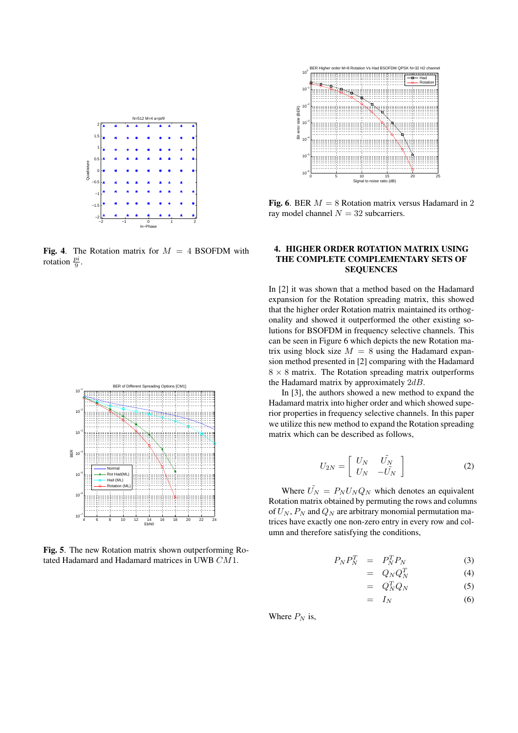**Fig. 4**. The Rotation matrix for $M = 4$ BSOFDM with rotation $\frac{pi}{9}$.

**Fig. 5**. The new Rotation matrix shown outperforming Rotated Hadamard and Hadamard matrices in UWB $CM1$.

**Fig. 6**. BER $M = 8$ Rotation matrix versus Hadamard in 2 ray model channel $N = 32$ subcarriers.

## 4. HIGHER ORDER ROTATION MATRIX USING THE COMPLETE COMPLEMENTARY SETS OF SEQUENCES

In [2] it was shown that a method based on the Hadamard expansion for the Rotation spreading matrix, this showed that the higher order Rotation matrix maintained its orthogonality and showed it outperformed the other existing solutions for BSOFDM in frequency selective channels. This can be seen in Figure 6 which depicts the new Rotation matrix using block size $M = 8$ using the Hadamard expansion method presented in [2] comparing with the Hadamard $8 \times 8$ matrix. The Rotation spreading matrix outperforms the Hadamard matrix by approximately $2dB$.

In [3], the authors showed a new method to expand the Hadamard matrix into higher order and which showed superior properties in frequency selective channels. In this paper we utilize this new method to expand the Rotation spreading matrix which can be described as follows,

$$U_{2N} = \begin{bmatrix} U_N & \tilde{U_N} \\ U_N & -\tilde{U_N} \end{bmatrix} \tag{2}$$

Where $\tilde{U_N} = P_N U_N Q_N$ which denotes an equivalent Rotation matrix obtained by permuting the rows and columns of $U_N$, $P_N$ and $Q_N$ are arbitrary monomial permutation matrices have exactly one non-zero entry in every row and column and therefore satisfying the conditions,

$$
\begin{aligned}
P_N P_N^T &= P_N^T P_N & (3)\\
&= Q_N Q_N^T & (4)\\
&= Q_N^T Q_N & (5)\\
&= I_N & (6)
\end{aligned}
$$

Where $P_N$ is,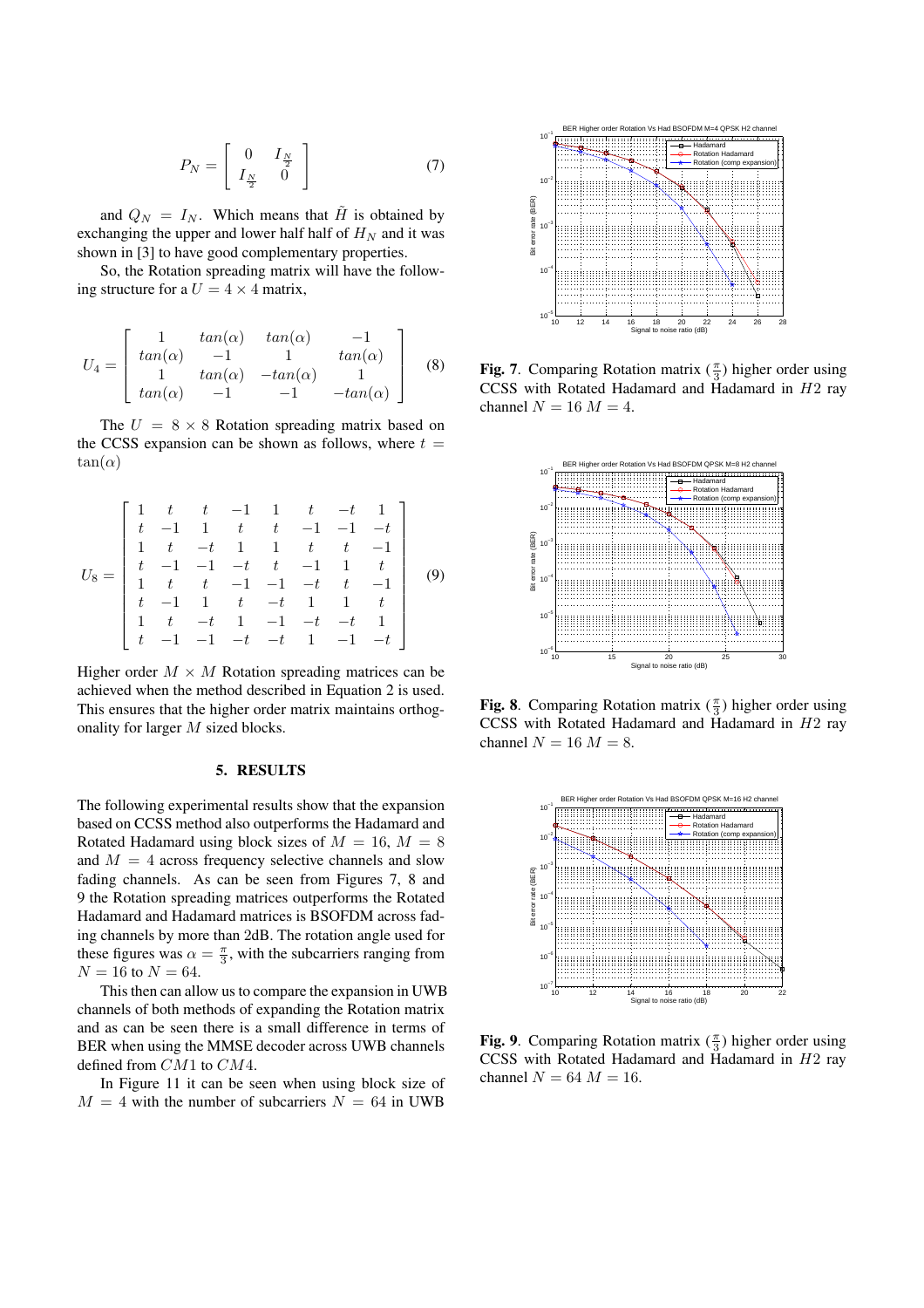$$P_N = \begin{bmatrix} 0 & I_{\frac{N}{2}} \\ I_{\frac{N}{2}} & 0 \end{bmatrix} \tag{7}$$

and $Q_N = I_N$. Which means that $\tilde{H}$ is obtained by exchanging the upper and lower half half of $H_N$ and it was shown in [3] to have good complementary properties.

So, the Rotation spreading matrix will have the following structure for a $U = 4 \times 4$ matrix,

$$U_4 = \begin{bmatrix} 1 & tan(\alpha) & tan(\alpha) & -1 \\ tan(\alpha) & -1 & 1 & tan(\alpha) \\ 1 & tan(\alpha) & -tan(\alpha) & 1 \\ tan(\alpha) & -1 & -1 & -tan(\alpha) \end{bmatrix} \tag{8}$$

The $U = 8 \times 8$ Rotation spreading matrix based on the CCSS expansion can be shown as follows, where $t = \tan(\alpha)$

$$U_8 = \begin{bmatrix} 1 & t & t & -1 & 1 & t & -t & 1 \\ t & -1 & 1 & t & t & -1 & -1 & -t \\ 1 & t & -t & 1 & 1 & t & t & -1 \\ t & -1 & -1 & -t & t & -1 & 1 & t \\ 1 & t & t & -1 & -1 & -t & t & -1 \\ t & -1 & 1 & t & -t & 1 & 1 & t \\ 1 & t & -t & 1 & -1 & -t & -t & 1 \\ t & -1 & -1 & -t & -t & 1 & -1 & -t \end{bmatrix} \tag{9}$$

Higher order $M \times M$ Rotation spreading matrices can be achieved when the method described in Equation 2 is used. This ensures that the higher order matrix maintains orthogonality for larger $M$ sized blocks.

## 5. RESULTS

The following experimental results show that the expansion based on CCSS method also outperforms the Hadamard and Rotated Hadamard using block sizes of $M = 16$, $M = 8$ and $M = 4$ across frequency selective channels and slow fading channels. As can be seen from Figures 7, 8 and 9 the Rotation spreading matrices outperforms the Rotated Hadamard and Hadamard matrices is BSOFDM across fading channels by more than 2dB. The rotation angle used for these figures was $\alpha = \frac{\pi}{3}$, with the subcarriers ranging from $N = 16$ to $N = 64$.

This then can allow us to compare the expansion in UWB channels of both methods of expanding the Rotation matrix and as can be seen there is a small difference in terms of BER when using the MMSE decoder across UWB channels defined from $CM1$ to $CM4$.

In Figure 11 it can be seen when using block size of $M = 4$ with the number of subcarriers $N = 64$ in UWB

**Fig. 7**. Comparing Rotation matrix ($\frac{\pi}{3}$) higher order using CCSS with Rotated Hadamard and Hadamard in $H2$ ray channel $N = 16$ $M = 4$.

**Fig. 8**. Comparing Rotation matrix ($\frac{\pi}{3}$) higher order using CCSS with Rotated Hadamard and Hadamard in $H2$ ray channel $N = 16$ $M = 8$.

**Fig. 9**. Comparing Rotation matrix ($\frac{\pi}{3}$) higher order using CCSS with Rotated Hadamard and Hadamard in $H2$ ray channel $N = 64$ $M = 16$.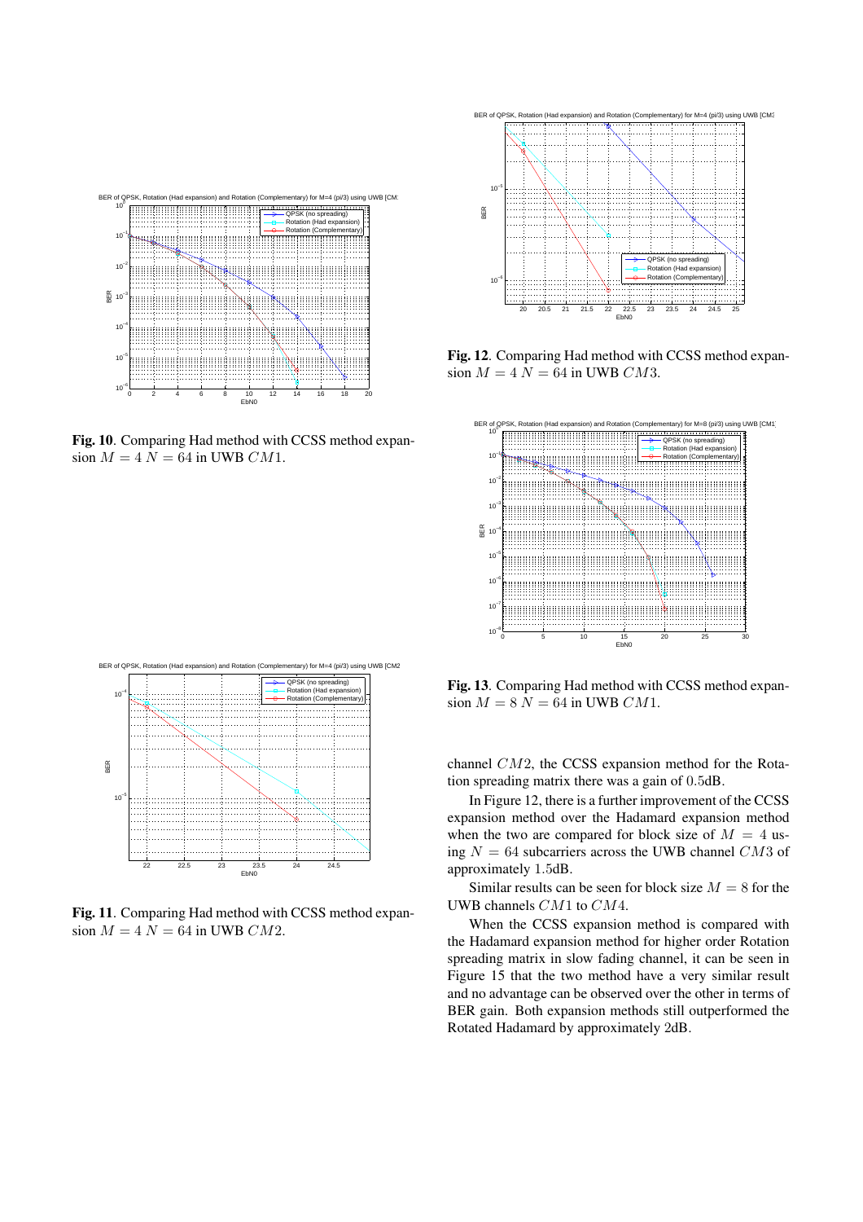**Fig. 10**. Comparing Had method with CCSS method expansion $M = 4$ $N = 64$ in UWB $CM1$.

**Fig. 11**. Comparing Had method with CCSS method expansion $M = 4$ $N = 64$ in UWB $CM2$.

**Fig. 12**. Comparing Had method with CCSS method expansion $M = 4$ $N = 64$ in UWB $CM3$.

**Fig. 13**. Comparing Had method with CCSS method expansion $M = 8$ $N = 64$ in UWB $CM1$.

channel $CM2$, the CCSS expansion method for the Rotation spreading matrix there was a gain of 0.5dB.

In Figure 12, there is a further improvement of the CCSS expansion method over the Hadamard expansion method when the two are compared for block size of $M = 4$ using $N = 64$ subcarriers across the UWB channel $CM3$ of approximately 1.5dB.

Similar results can be seen for block size $M = 8$ for the UWB channels $CM1$ to $CM4$.

When the CCSS expansion method is compared with the Hadamard expansion method for higher order Rotation spreading matrix in slow fading channel, it can be seen in Figure 15 that the two method have a very similar result and no advantage can be observed over the other in terms of BER gain. Both expansion methods still outperformed the Rotated Hadamard by approximately 2dB.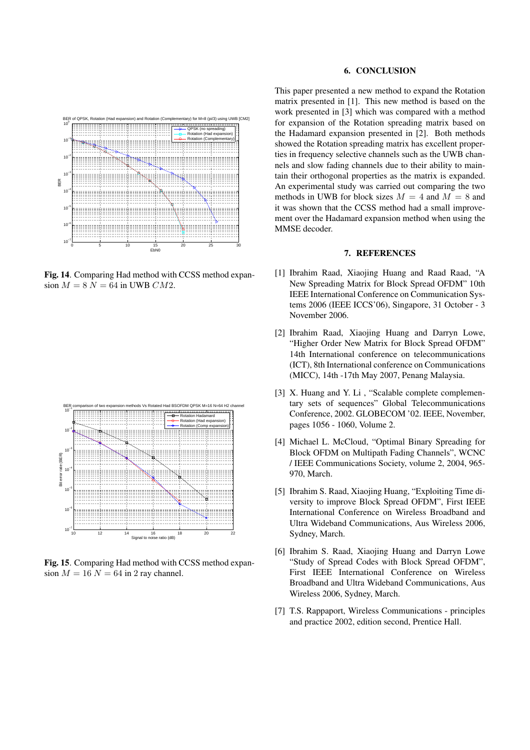BER of QPSK, Rotation (Had expansion) and Rotation (Complementary) for M=8 (pi/3) using UWB [CM2]

QPSK (no spreading)
Rotation (Had expansion)
Rotation (Complementary)

BER

EbN0

**Fig. 14**. Comparing Had method with CCSS method expansion $M = 8$ $N = 64$ in UWB $CM2$.

BER comparison of two expansion methods Vs Rotated Had BSOFDM QPSK M=16 N=64 H2 channel

Rotation Hadamard
Rotation (Had expansion)
Rotation (Comp expansion)

Bit error rate (BER)

Signal to noise ratio (dB)

**Fig. 15**. Comparing Had method with CCSS method expansion $M = 16$ $N = 64$ in 2 ray channel.

## 6. CONCLUSION

This paper presented a new method to expand the Rotation matrix presented in [1]. This new method is based on the work presented in [3] which was compared with a method for expansion of the Rotation spreading matrix based on the Hadamard expansion presented in [2]. Both methods showed the Rotation spreading matrix has excellent properties in frequency selective channels such as the UWB channels and slow fading channels due to their ability to maintain their orthogonal properties as the matrix is expanded. An experimental study was carried out comparing the two methods in UWB for block sizes $M = 4$ and $M = 8$ and it was shown that the CCSS method had a small improvement over the Hadamard expansion method when using the MMSE decoder.

## 7. REFERENCES

[1] Ibrahim Raad, Xiaojing Huang and Raad Raad, "A New Spreading Matrix for Block Spread OFDM" 10th IEEE International Conference on Communication Systems 2006 (IEEE ICCS'06), Singapore, 31 October - 3 November 2006.

[2] Ibrahim Raad, Xiaojing Huang and Darryn Lowe, "Higher Order New Matrix for Block Spread OFDM" 14th International conference on telecommunications (ICT), 8th International conference on Communications (MICC), 14th -17th May 2007, Penang Malaysia.

[3] X. Huang and Y. Li , "Scalable complete complementary sets of sequences" Global Telecommunications Conference, 2002. GLOBECOM '02. IEEE, November, pages 1056 - 1060, Volume 2.

[4] Michael L. McCloud, "Optimal Binary Spreading for Block OFDM on Multipath Fading Channels", WCNC / IEEE Communications Society, volume 2, 2004, 965-970, March.

[5] Ibrahim S. Raad, Xiaojing Huang, "Exploiting Time diversity to improve Block Spread OFDM", First IEEE International Conference on Wireless Broadband and Ultra Wideband Communications, Aus Wireless 2006, Sydney, March.

[6] Ibrahim S. Raad, Xiaojing Huang and Darryn Lowe "Study of Spread Codes with Block Spread OFDM", First IEEE International Conference on Wireless Broadband and Ultra Wideband Communications, Aus Wireless 2006, Sydney, March.

[7] T.S. Rappaport, Wireless Communications - principles and practice 2002, edition second, Prentice Hall.